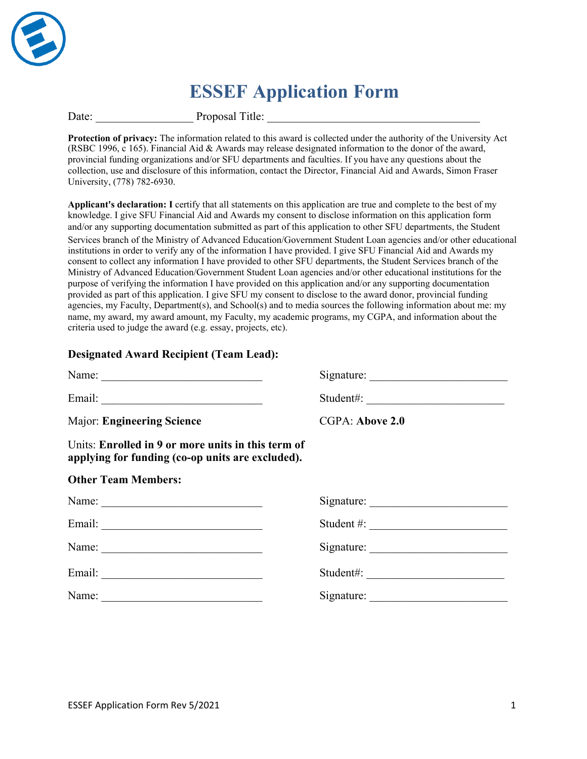# ESSEF Application Form

Date: ________________ Proposal Title: ____________________________________

**Protection of privacy:** The information related to this award is collected under the authority of the University Act (RSBC 1996, c 165). Financial Aid & Awards may release designated information to the donor of the award, provincial funding organizations and/or SFU departments and faculties. If you have any questions about the collection, use and disclosure of this information, contact the Director, Financial Aid and Awards, Simon Fraser University, (778) 782-6930.

**Applicant's declaration: I** certify that all statements on this application are true and complete to the best of my knowledge. I give SFU Financial Aid and Awards my consent to disclose information on this application form and/or any supporting documentation submitted as part of this application to other SFU departments, the Student Services branch of the Ministry of Advanced Education/Government Student Loan agencies and/or other educational institutions in order to verify any of the information I have provided. I give SFU Financial Aid and Awards my consent to collect any information I have provided to other SFU departments, the Student Services branch of the Ministry of Advanced Education/Government Student Loan agencies and/or other educational institutions for the purpose of verifying the information I have provided on this application and/or any supporting documentation provided as part of this application. I give SFU my consent to disclose to the award donor, provincial funding agencies, my Faculty, Department(s), and School(s) and to media sources the following information about me: my name, my award, my award amount, my Faculty, my academic programs, my CGPA, and information about the criteria used to judge the award (e.g. essay, projects, etc).

**Designated Award Recipient (Team Lead):**

Name: ___________________________ Signature: ________________________

Email: ___________________________ Student#: ________________________

Major: **Engineering Science** CGPA: **Above 2.0**

Units: **Enrolled in 9 or more units in this term of applying for funding (co-op units are excluded).**

**Other Team Members:**

Name: ___________________________ Signature: ________________________

Email: ___________________________ Student #: ________________________

Name: ___________________________ Signature: ________________________

Email: ___________________________ Student#: ________________________

Name: ___________________________ Signature: ________________________

ESSEF Application Form Rev 5/2021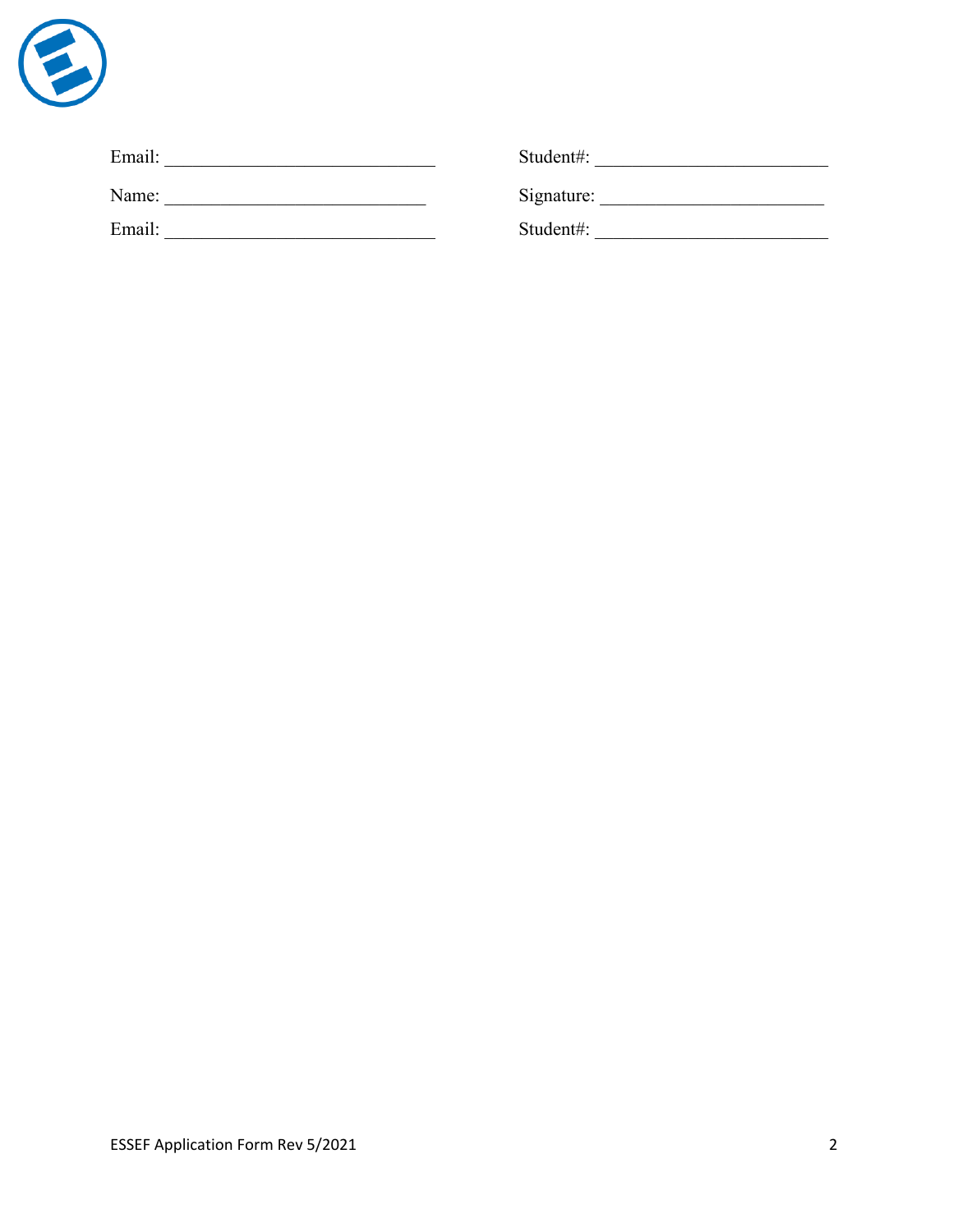Email: _____________________________ Student#: _________________________

Name: ____________________________ Signature: ________________________

Email: _____________________________ Student#: _________________________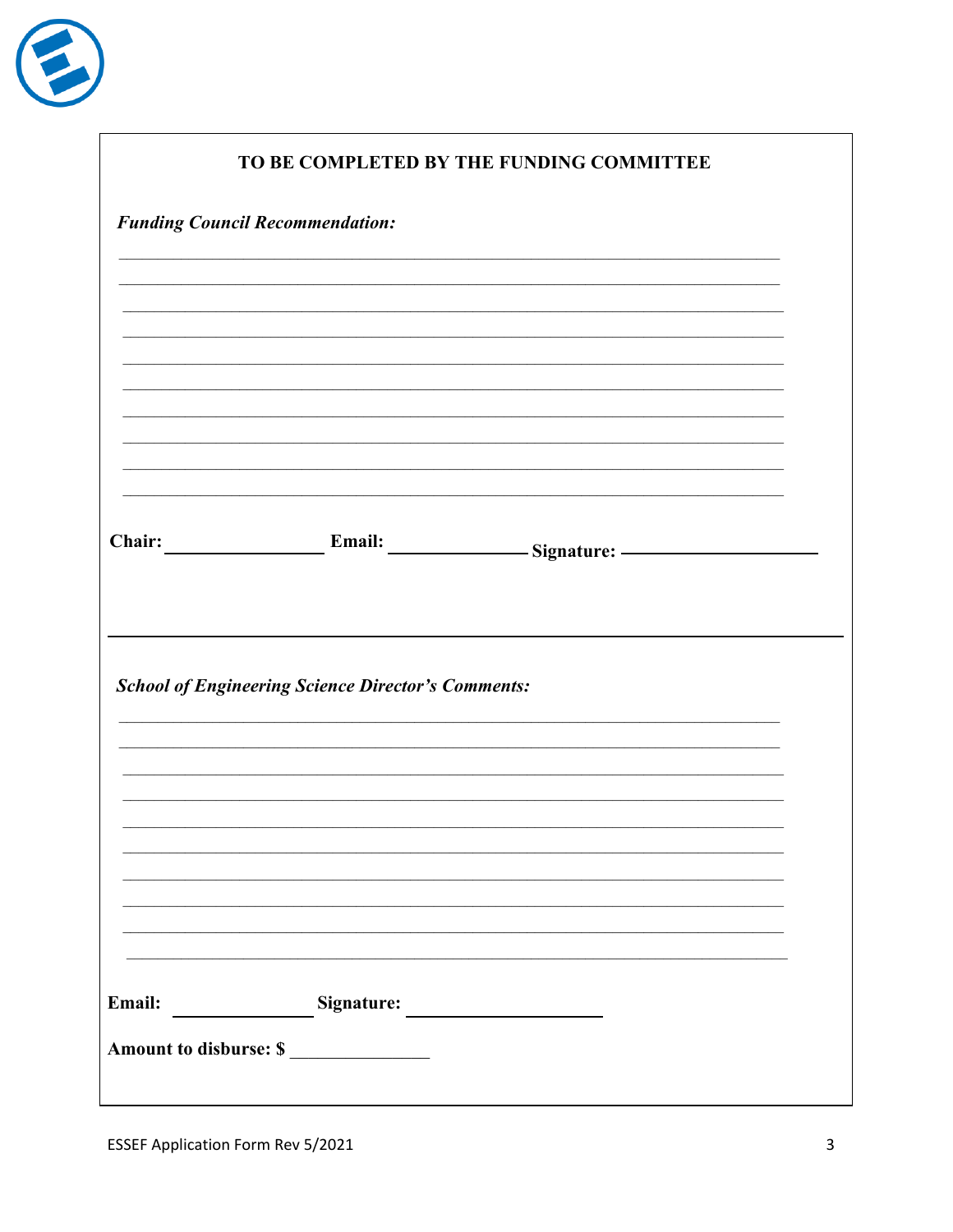## TO BE COMPLETED BY THE FUNDING COMMITTEE

***Funding Council Recommendation:***

______________________________________________________________________________

______________________________________________________________________________

______________________________________________________________________________

______________________________________________________________________________

______________________________________________________________________________

______________________________________________________________________________

______________________________________________________________________________

______________________________________________________________________________

______________________________________________________________________________

______________________________________________________________________________

**Chair:** ________________ **Email:** ______________ **Signature:** ____________________

---

***School of Engineering Science Director's Comments:***

______________________________________________________________________________

______________________________________________________________________________

______________________________________________________________________________

______________________________________________________________________________

______________________________________________________________________________

______________________________________________________________________________

______________________________________________________________________________

______________________________________________________________________________

______________________________________________________________________________

______________________________________________________________________________

**Email:** ______________ **Signature:** ____________________

**Amount to disburse: $** _______________

ESSEF Application Form Rev 5/2021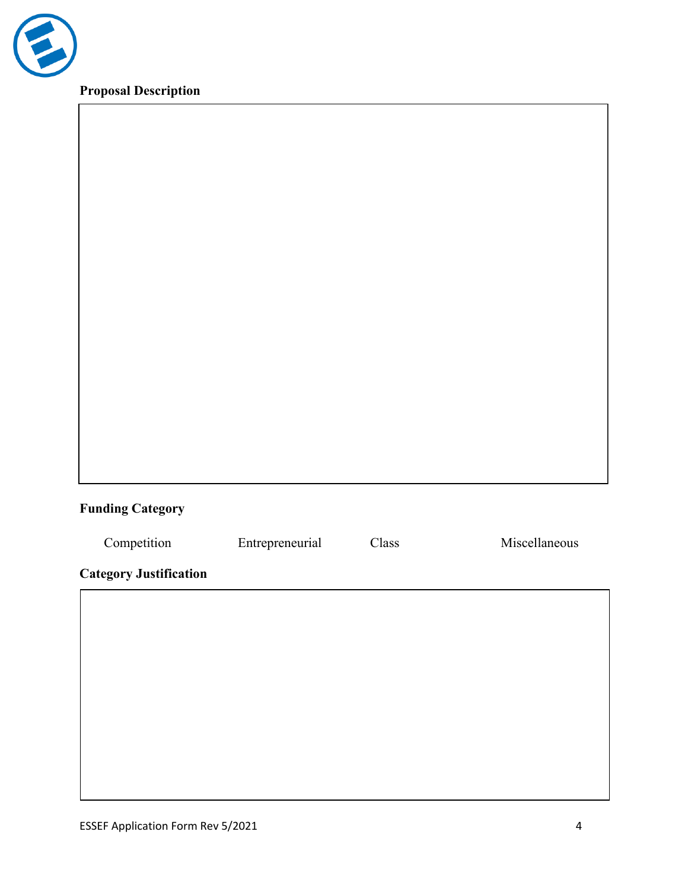**Proposal Description**

&nbsp;

**Funding Category**

Competition Entrepreneurial Class Miscellaneous

**Category Justification**

&nbsp;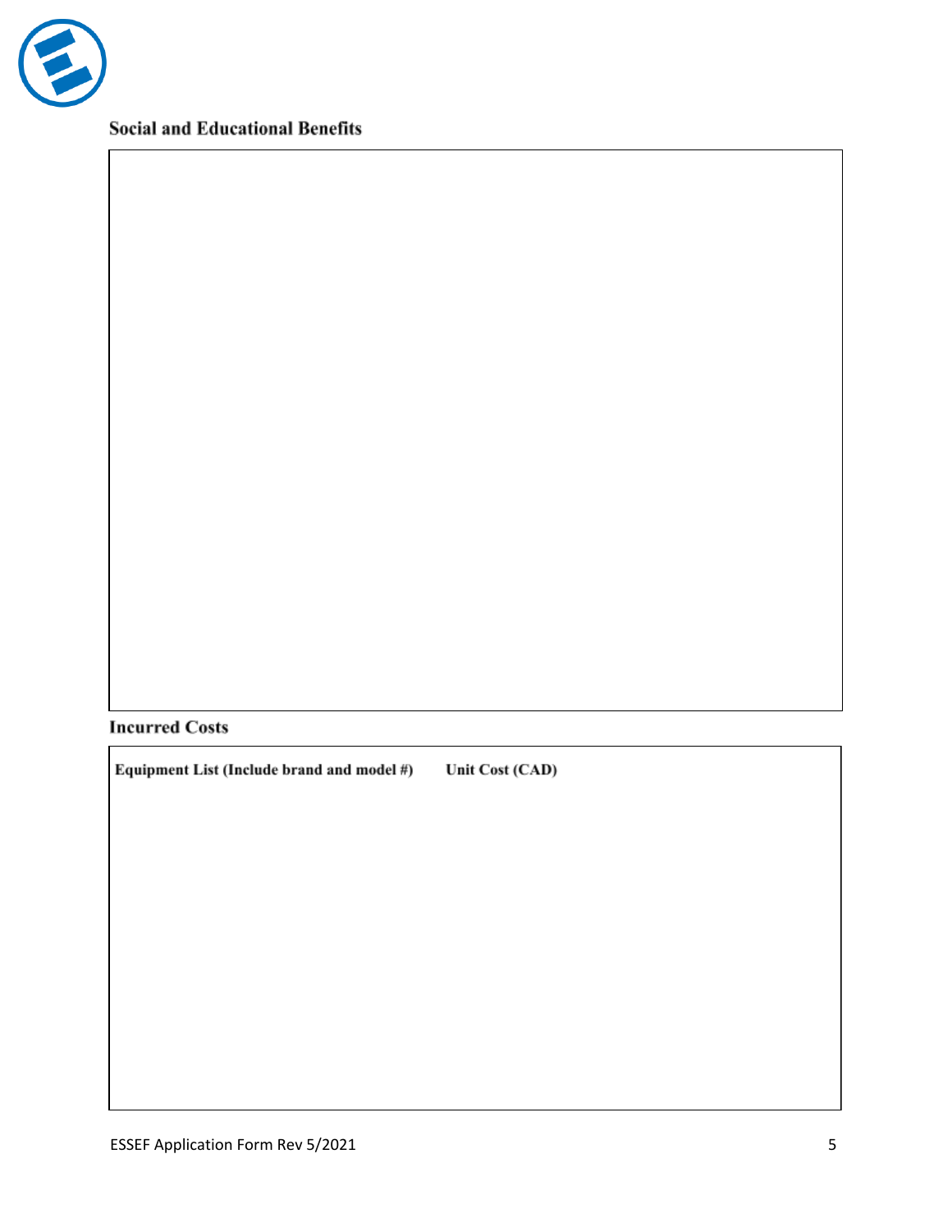## Social and Educational Benefits

## Incurred Costs

| Equipment List (Include brand and model #) | Unit Cost (CAD) |
| --- | --- |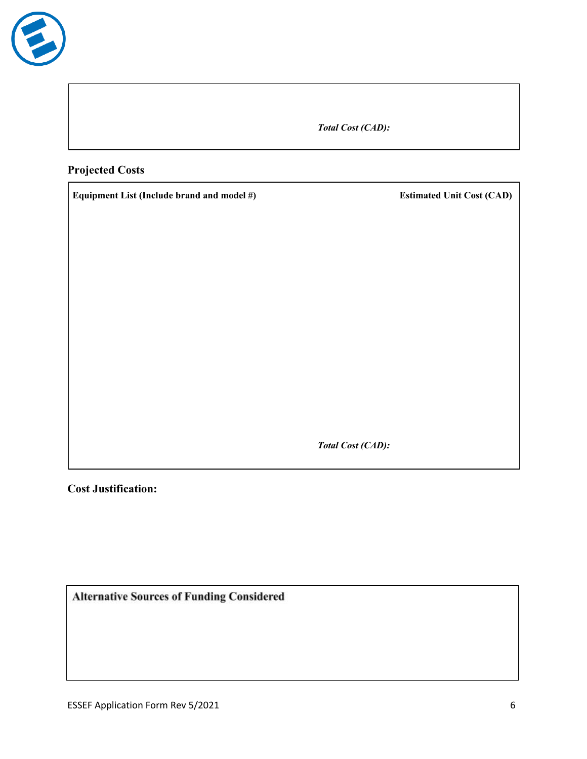*Total Cost (CAD):*

## Projected Costs

| Equipment List (Include brand and model #) | Estimated Unit Cost (CAD) |
| --- | --- |
| | |

*Total Cost (CAD):*

**Cost Justification:**

**Alternative Sources of Funding Considered**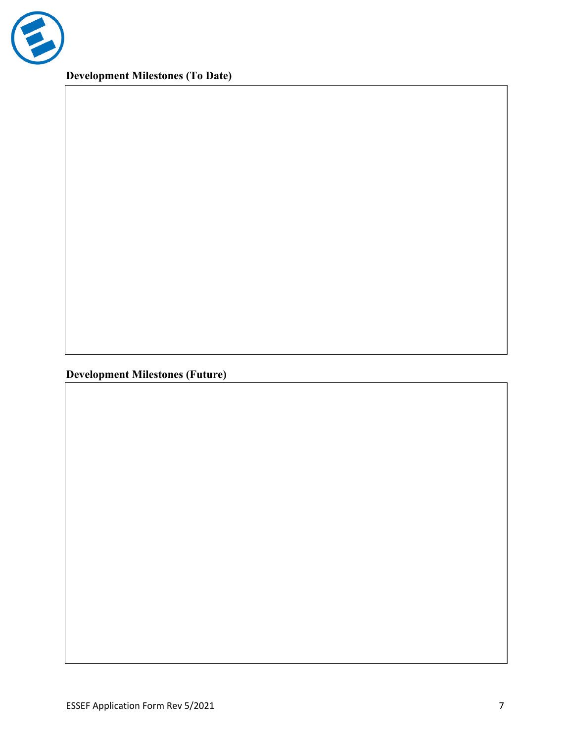**Development Milestones (To Date)**

**Development Milestones (Future)**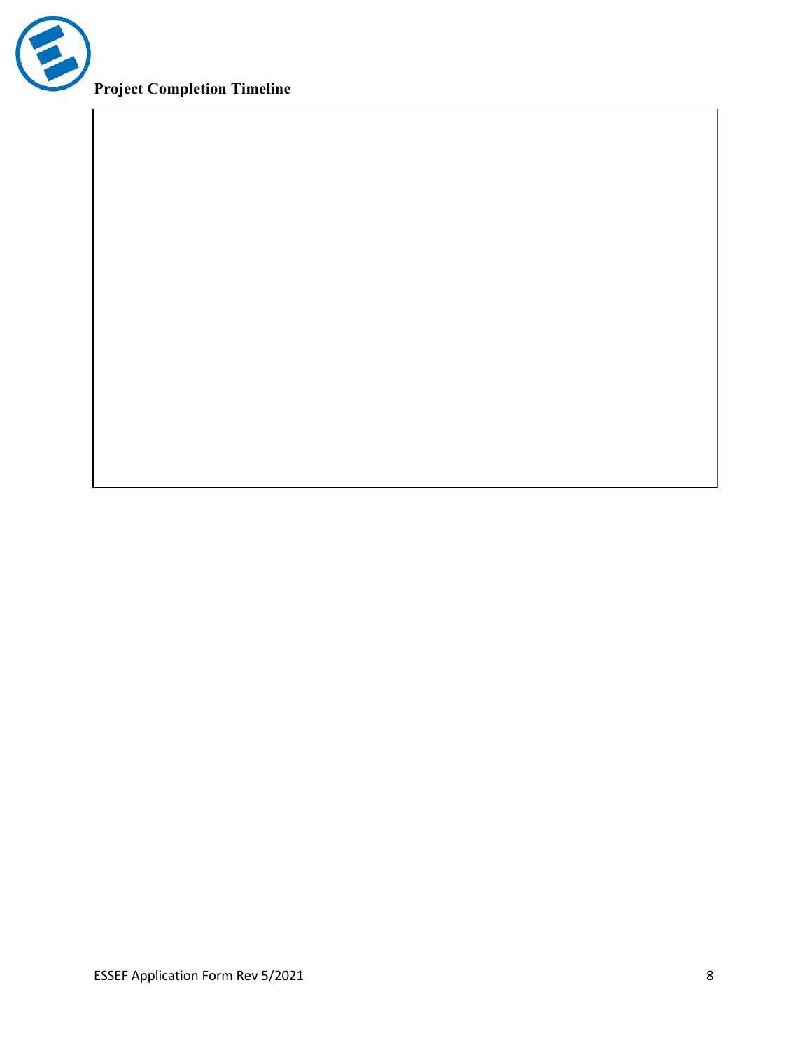**Project Completion Timeline**

| |
|---|
| |